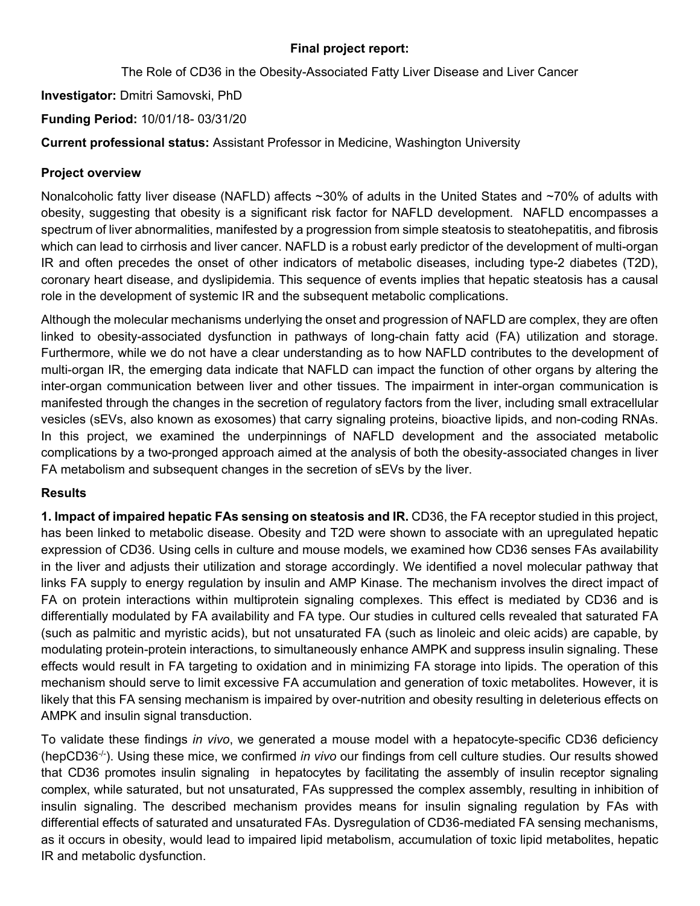**Final project report:**

The Role of CD36 in the Obesity-Associated Fatty Liver Disease and Liver Cancer

**Investigator:** Dmitri Samovski, PhD

**Funding Period:** 10/01/18- 03/31/20

**Current professional status:** Assistant Professor in Medicine, Washington University

**Project overview**

Nonalcoholic fatty liver disease (NAFLD) affects ~30% of adults in the United States and ~70% of adults with obesity, suggesting that obesity is a significant risk factor for NAFLD development. NAFLD encompasses a spectrum of liver abnormalities, manifested by a progression from simple steatosis to steatohepatitis, and fibrosis which can lead to cirrhosis and liver cancer. NAFLD is a robust early predictor of the development of multi-organ IR and often precedes the onset of other indicators of metabolic diseases, including type-2 diabetes (T2D), coronary heart disease, and dyslipidemia. This sequence of events implies that hepatic steatosis has a causal role in the development of systemic IR and the subsequent metabolic complications.

Although the molecular mechanisms underlying the onset and progression of NAFLD are complex, they are often linked to obesity-associated dysfunction in pathways of long-chain fatty acid (FA) utilization and storage. Furthermore, while we do not have a clear understanding as to how NAFLD contributes to the development of multi-organ IR, the emerging data indicate that NAFLD can impact the function of other organs by altering the inter-organ communication between liver and other tissues. The impairment in inter-organ communication is manifested through the changes in the secretion of regulatory factors from the liver, including small extracellular vesicles (sEVs, also known as exosomes) that carry signaling proteins, bioactive lipids, and non-coding RNAs. In this project, we examined the underpinnings of NAFLD development and the associated metabolic complications by a two-pronged approach aimed at the analysis of both the obesity-associated changes in liver FA metabolism and subsequent changes in the secretion of sEVs by the liver.

**Results**

**1. Impact of impaired hepatic FAs sensing on steatosis and IR.** CD36, the FA receptor studied in this project, has been linked to metabolic disease. Obesity and T2D were shown to associate with an upregulated hepatic expression of CD36. Using cells in culture and mouse models, we examined how CD36 senses FAs availability in the liver and adjusts their utilization and storage accordingly. We identified a novel molecular pathway that links FA supply to energy regulation by insulin and AMP Kinase. The mechanism involves the direct impact of FA on protein interactions within multiprotein signaling complexes. This effect is mediated by CD36 and is differentially modulated by FA availability and FA type. Our studies in cultured cells revealed that saturated FA (such as palmitic and myristic acids), but not unsaturated FA (such as linoleic and oleic acids) are capable, by modulating protein-protein interactions, to simultaneously enhance AMPK and suppress insulin signaling. These effects would result in FA targeting to oxidation and in minimizing FA storage into lipids. The operation of this mechanism should serve to limit excessive FA accumulation and generation of toxic metabolites. However, it is likely that this FA sensing mechanism is impaired by over-nutrition and obesity resulting in deleterious effects on AMPK and insulin signal transduction.

To validate these findings *in vivo*, we generated a mouse model with a hepatocyte-specific CD36 deficiency (hepCD36$^{-/-}$). Using these mice, we confirmed *in vivo* our findings from cell culture studies. Our results showed that CD36 promotes insulin signaling in hepatocytes by facilitating the assembly of insulin receptor signaling complex, while saturated, but not unsaturated, FAs suppressed the complex assembly, resulting in inhibition of insulin signaling. The described mechanism provides means for insulin signaling regulation by FAs with differential effects of saturated and unsaturated FAs. Dysregulation of CD36-mediated FA sensing mechanisms, as it occurs in obesity, would lead to impaired lipid metabolism, accumulation of toxic lipid metabolites, hepatic IR and metabolic dysfunction.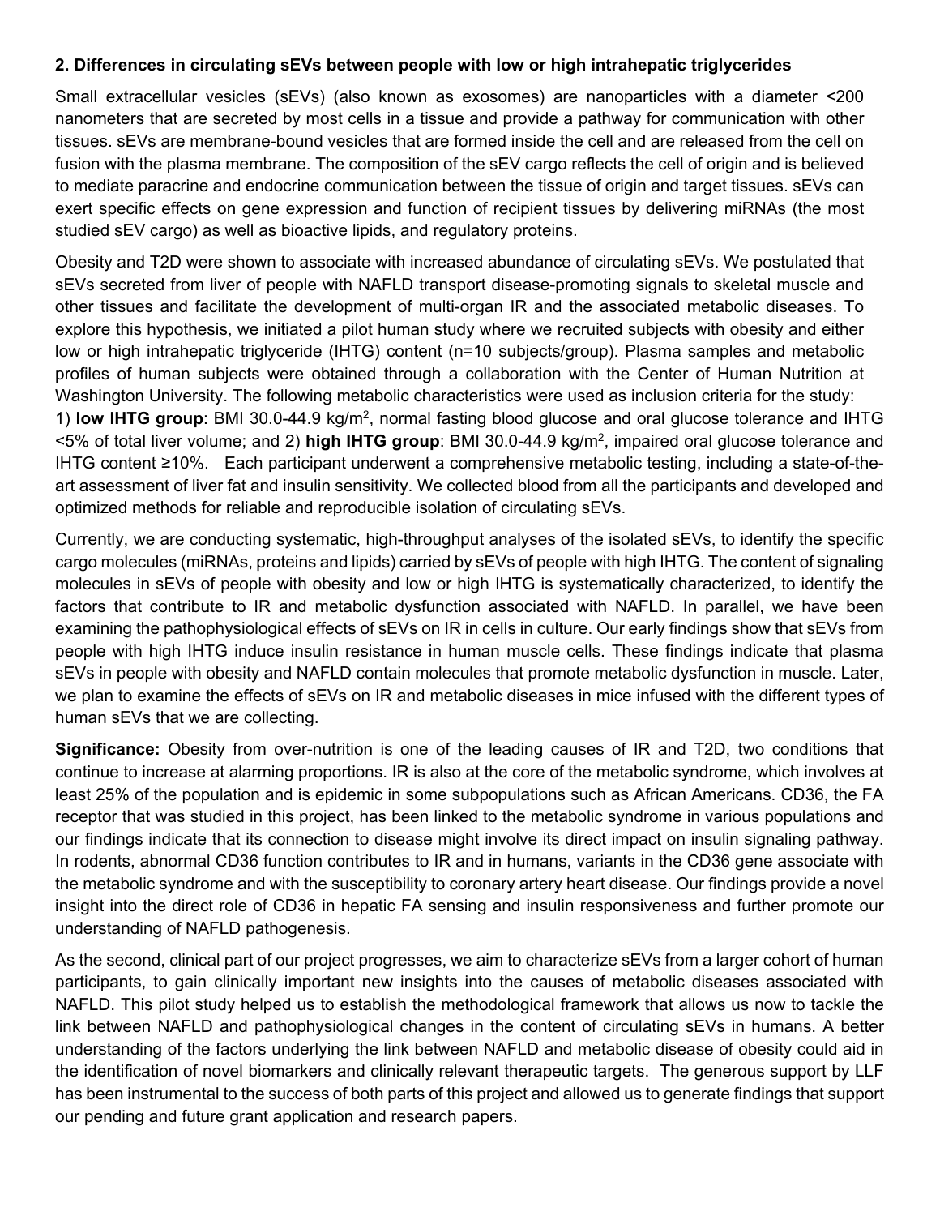### 2. Differences in circulating sEVs between people with low or high intrahepatic triglycerides

Small extracellular vesicles (sEVs) (also known as exosomes) are nanoparticles with a diameter <200 nanometers that are secreted by most cells in a tissue and provide a pathway for communication with other tissues. sEVs are membrane-bound vesicles that are formed inside the cell and are released from the cell on fusion with the plasma membrane. The composition of the sEV cargo reflects the cell of origin and is believed to mediate paracrine and endocrine communication between the tissue of origin and target tissues. sEVs can exert specific effects on gene expression and function of recipient tissues by delivering miRNAs (the most studied sEV cargo) as well as bioactive lipids, and regulatory proteins.

Obesity and T2D were shown to associate with increased abundance of circulating sEVs. We postulated that sEVs secreted from liver of people with NAFLD transport disease-promoting signals to skeletal muscle and other tissues and facilitate the development of multi-organ IR and the associated metabolic diseases. To explore this hypothesis, we initiated a pilot human study where we recruited subjects with obesity and either low or high intrahepatic triglyceride (IHTG) content (n=10 subjects/group). Plasma samples and metabolic profiles of human subjects were obtained through a collaboration with the Center of Human Nutrition at Washington University. The following metabolic characteristics were used as inclusion criteria for the study: 1) **low IHTG group**: BMI 30.0-44.9 kg/m$^2$, normal fasting blood glucose and oral glucose tolerance and IHTG <5% of total liver volume; and 2) **high IHTG group**: BMI 30.0-44.9 kg/m$^2$, impaired oral glucose tolerance and IHTG content ≥10%. Each participant underwent a comprehensive metabolic testing, including a state-of-the-art assessment of liver fat and insulin sensitivity. We collected blood from all the participants and developed and optimized methods for reliable and reproducible isolation of circulating sEVs.

Currently, we are conducting systematic, high-throughput analyses of the isolated sEVs, to identify the specific cargo molecules (miRNAs, proteins and lipids) carried by sEVs of people with high IHTG. The content of signaling molecules in sEVs of people with obesity and low or high IHTG is systematically characterized, to identify the factors that contribute to IR and metabolic dysfunction associated with NAFLD. In parallel, we have been examining the pathophysiological effects of sEVs on IR in cells in culture. Our early findings show that sEVs from people with high IHTG induce insulin resistance in human muscle cells. These findings indicate that plasma sEVs in people with obesity and NAFLD contain molecules that promote metabolic dysfunction in muscle. Later, we plan to examine the effects of sEVs on IR and metabolic diseases in mice infused with the different types of human sEVs that we are collecting.

**Significance:** Obesity from over-nutrition is one of the leading causes of IR and T2D, two conditions that continue to increase at alarming proportions. IR is also at the core of the metabolic syndrome, which involves at least 25% of the population and is epidemic in some subpopulations such as African Americans. CD36, the FA receptor that was studied in this project, has been linked to the metabolic syndrome in various populations and our findings indicate that its connection to disease might involve its direct impact on insulin signaling pathway. In rodents, abnormal CD36 function contributes to IR and in humans, variants in the CD36 gene associate with the metabolic syndrome and with the susceptibility to coronary artery heart disease. Our findings provide a novel insight into the direct role of CD36 in hepatic FA sensing and insulin responsiveness and further promote our understanding of NAFLD pathogenesis.

As the second, clinical part of our project progresses, we aim to characterize sEVs from a larger cohort of human participants, to gain clinically important new insights into the causes of metabolic diseases associated with NAFLD. This pilot study helped us to establish the methodological framework that allows us now to tackle the link between NAFLD and pathophysiological changes in the content of circulating sEVs in humans. A better understanding of the factors underlying the link between NAFLD and metabolic disease of obesity could aid in the identification of novel biomarkers and clinically relevant therapeutic targets. The generous support by LLF has been instrumental to the success of both parts of this project and allowed us to generate findings that support our pending and future grant application and research papers.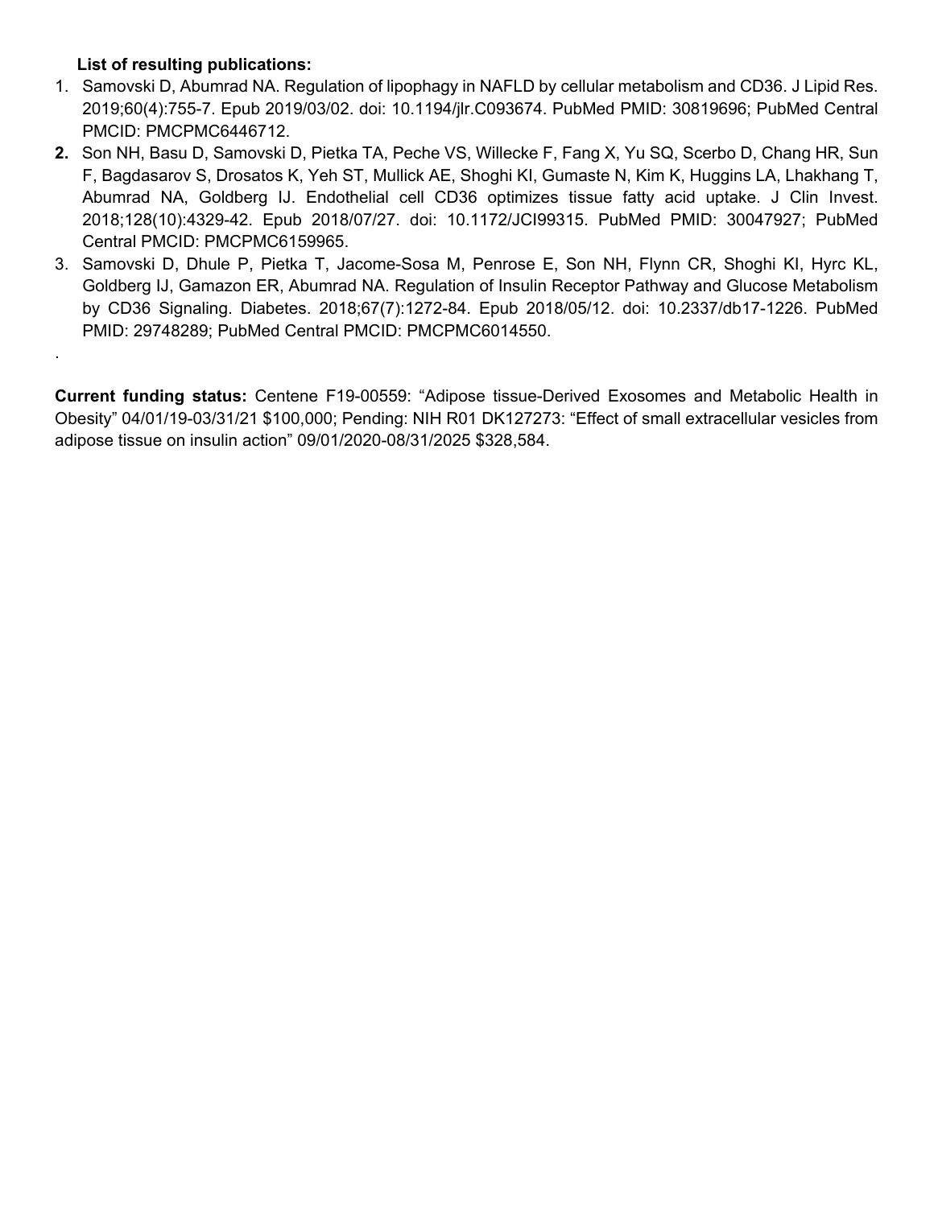**List of resulting publications:**

1. Samovski D, Abumrad NA. Regulation of lipophagy in NAFLD by cellular metabolism and CD36. J Lipid Res. 2019;60(4):755-7. Epub 2019/03/02. doi: 10.1194/jlr.C093674. PubMed PMID: 30819696; PubMed Central PMCID: PMCPMC6446712.
2. Son NH, Basu D, Samovski D, Pietka TA, Peche VS, Willecke F, Fang X, Yu SQ, Scerbo D, Chang HR, Sun F, Bagdasarov S, Drosatos K, Yeh ST, Mullick AE, Shoghi KI, Gumaste N, Kim K, Huggins LA, Lhakhang T, Abumrad NA, Goldberg IJ. Endothelial cell CD36 optimizes tissue fatty acid uptake. J Clin Invest. 2018;128(10):4329-42. Epub 2018/07/27. doi: 10.1172/JCI99315. PubMed PMID: 30047927; PubMed Central PMCID: PMCPMC6159965.
3. Samovski D, Dhule P, Pietka T, Jacome-Sosa M, Penrose E, Son NH, Flynn CR, Shoghi KI, Hyrc KL, Goldberg IJ, Gamazon ER, Abumrad NA. Regulation of Insulin Receptor Pathway and Glucose Metabolism by CD36 Signaling. Diabetes. 2018;67(7):1272-84. Epub 2018/05/12. doi: 10.2337/db17-1226. PubMed PMID: 29748289; PubMed Central PMCID: PMCPMC6014550.

.

**Current funding status:** Centene F19-00559: "Adipose tissue-Derived Exosomes and Metabolic Health in Obesity" 04/01/19-03/31/21 $100,000; Pending: NIH R01 DK127273: "Effect of small extracellular vesicles from adipose tissue on insulin action" 09/01/2020-08/31/2025 $328,584.